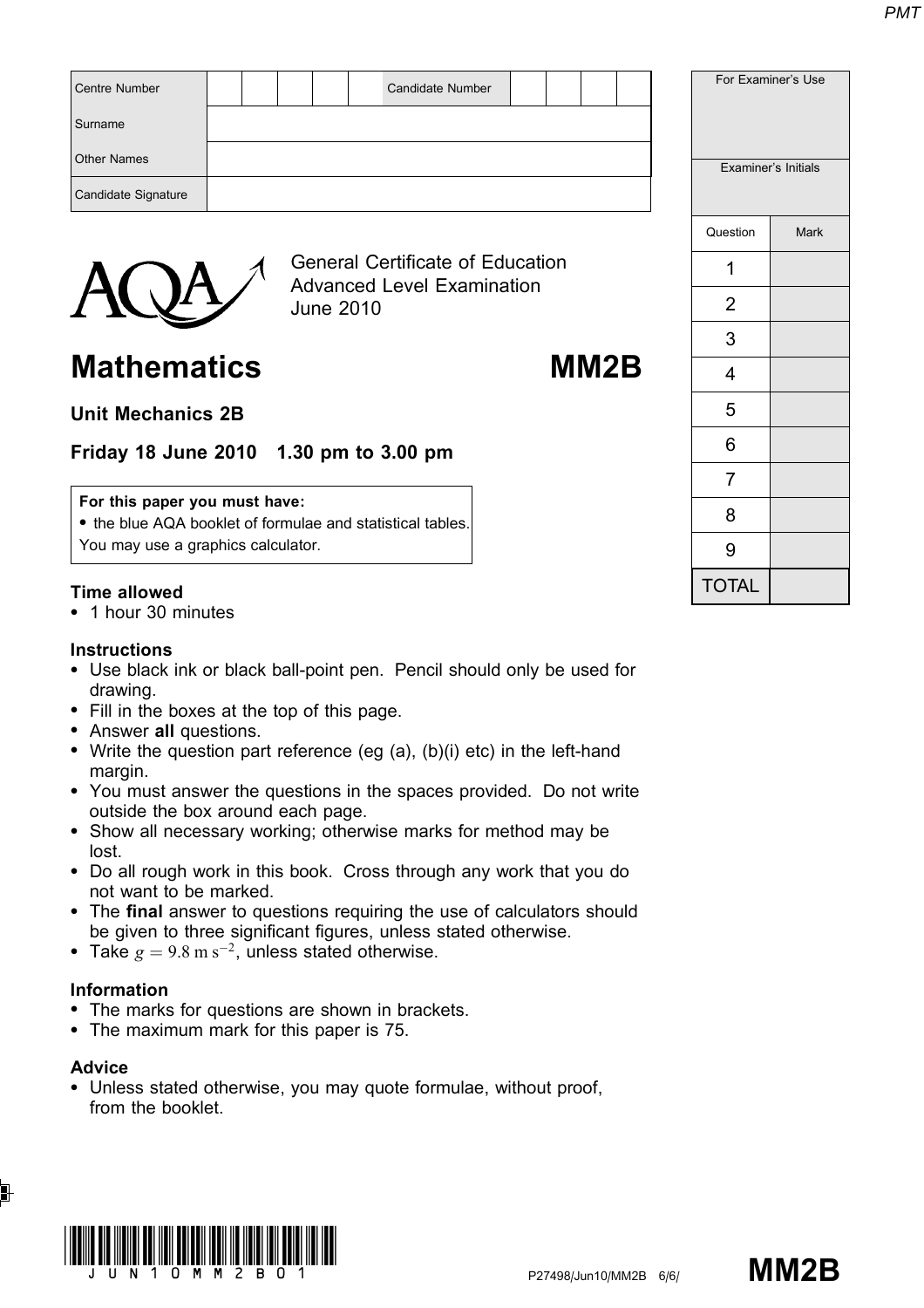| Centre Number | | | | | | Candidate Number | | | | |
|---|---|---|---|---|---|---|---|---|---|---|
| Surname | | | | | | | | | | |
| Other Names | | | | | | | | | | |
| Candidate Signature | | | | | | | | | | |

| For Examiner's Use | |
|---|---|
| Examiner's Initials | |
| Question | Mark |
| 1 | |
| 2 | |
| 3 | |
| 4 | |
| 5 | |
| 6 | |
| 7 | |
| 8 | |
| 9 | |
| TOTAL | |

General Certificate of Education
Advanced Level Examination
June 2010

# Mathematics MM2B

## Unit Mechanics 2B

**Friday 18 June 2010 1.30 pm to 3.00 pm**

**For this paper you must have:**
- the blue AQA booklet of formulae and statistical tables.

You may use a graphics calculator.

**Time allowed**
- 1 hour 30 minutes

**Instructions**
- Use black ink or black ball-point pen. Pencil should only be used for drawing.
- Fill in the boxes at the top of this page.
- Answer **all** questions.
- Write the question part reference (eg (a), (b)(i) etc) in the left-hand margin.
- You must answer the questions in the spaces provided. Do not write outside the box around each page.
- Show all necessary working; otherwise marks for method may be lost.
- Do all rough work in this book. Cross through any work that you do not want to be marked.
- The **final** answer to questions requiring the use of calculators should be given to three significant figures, unless stated otherwise.
- Take $g = 9.8 \text{ m s}^{-2}$, unless stated otherwise.

**Information**
- The marks for questions are shown in brackets.
- The maximum mark for this paper is 75.

**Advice**
- Unless stated otherwise, you may quote formulae, without proof, from the booklet.

P27498/Jun10/MM2B 6/6/ **MM2B**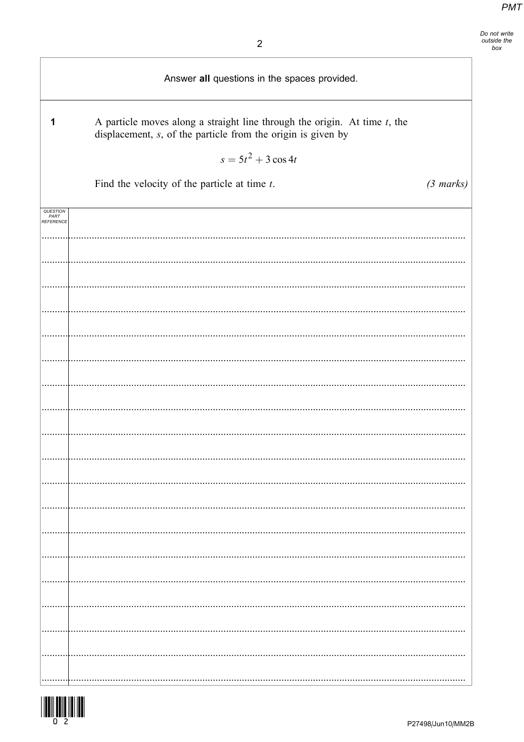Answer **all** questions in the spaces provided.

**1** A particle moves along a straight line through the origin. At time $t$, the displacement, $s$, of the particle from the origin is given by

$$s = 5t^2 + 3\cos 4t$$

Find the velocity of the particle at time $t$. *(3 marks)*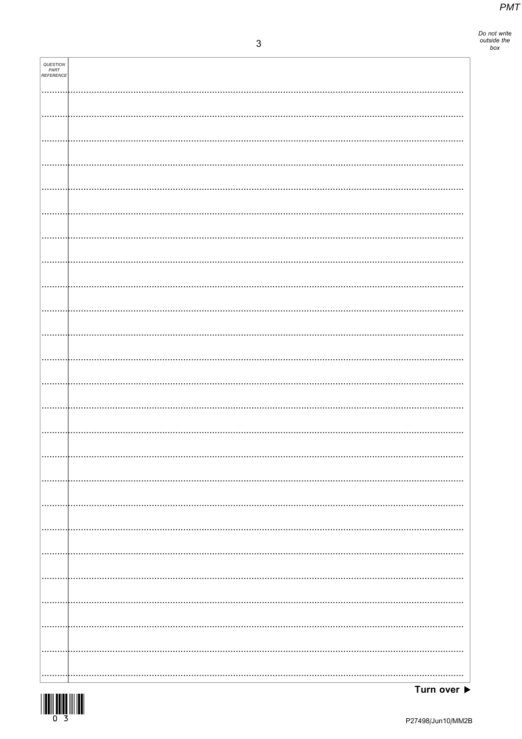Turn over ▶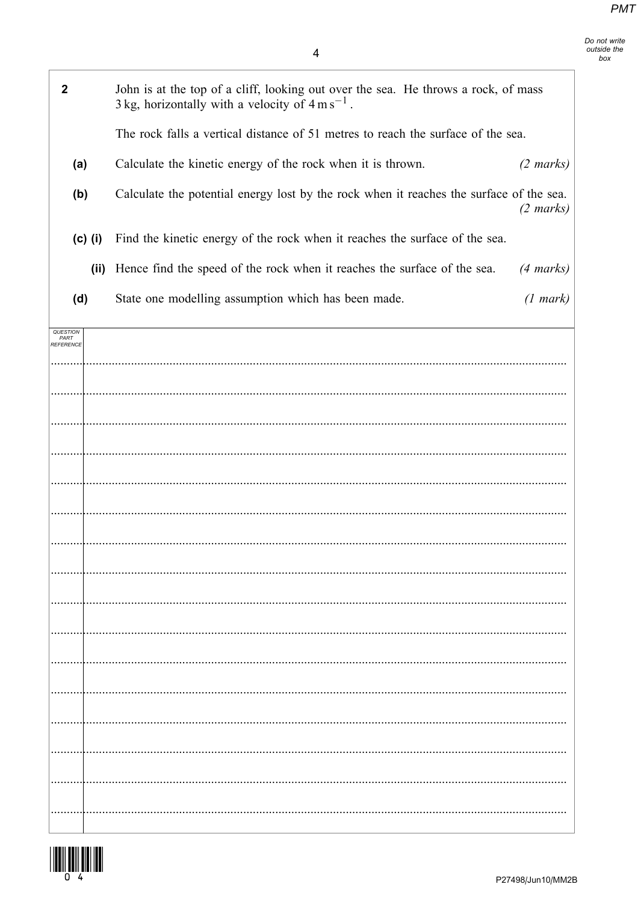**2** John is at the top of a cliff, looking out over the sea. He throws a rock, of mass 3 kg, horizontally with a velocity of $4\,\text{m}\,\text{s}^{-1}$.

The rock falls a vertical distance of 51 metres to reach the surface of the sea.

**(a)** Calculate the kinetic energy of the rock when it is thrown. *(2 marks)*

**(b)** Calculate the potential energy lost by the rock when it reaches the surface of the sea. *(2 marks)*

**(c) (i)** Find the kinetic energy of the rock when it reaches the surface of the sea.

**(ii)** Hence find the speed of the rock when it reaches the surface of the sea. *(4 marks)*

**(d)** State one modelling assumption which has been made. *(1 mark)*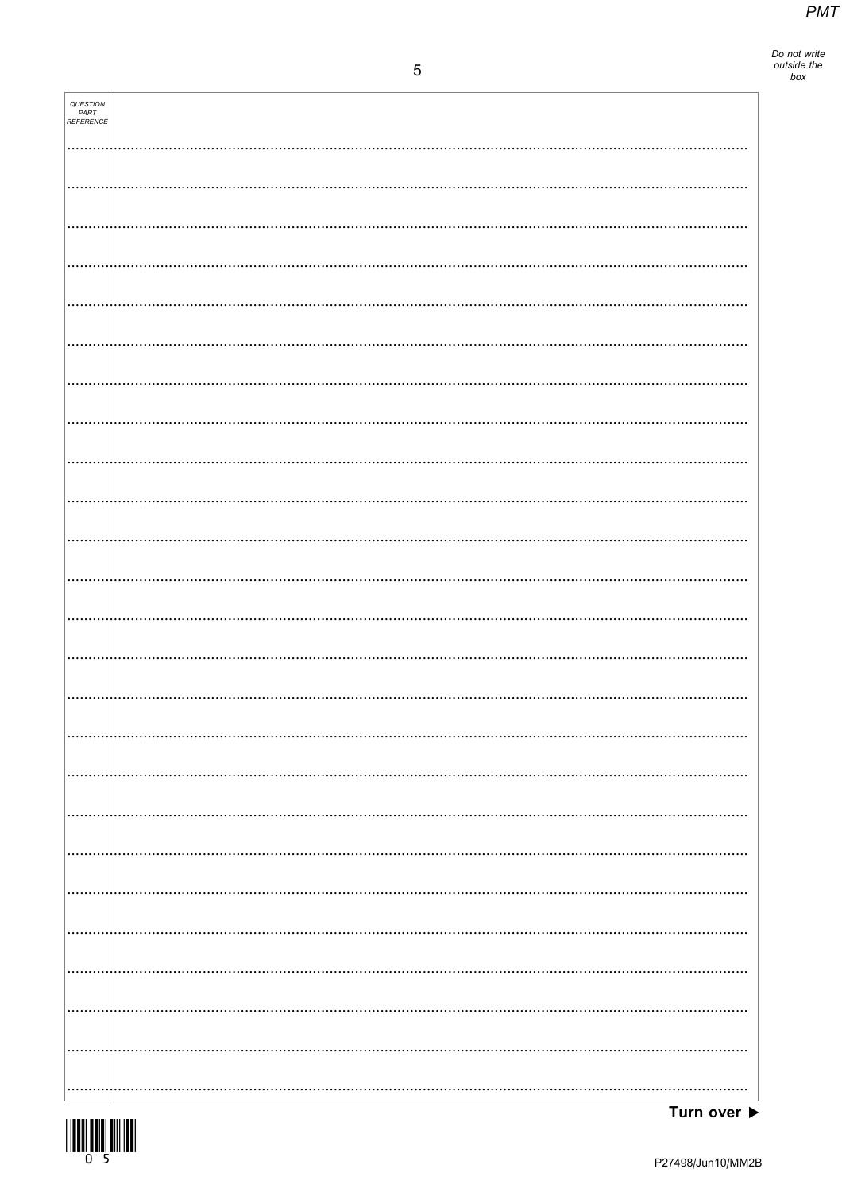Turn over ▶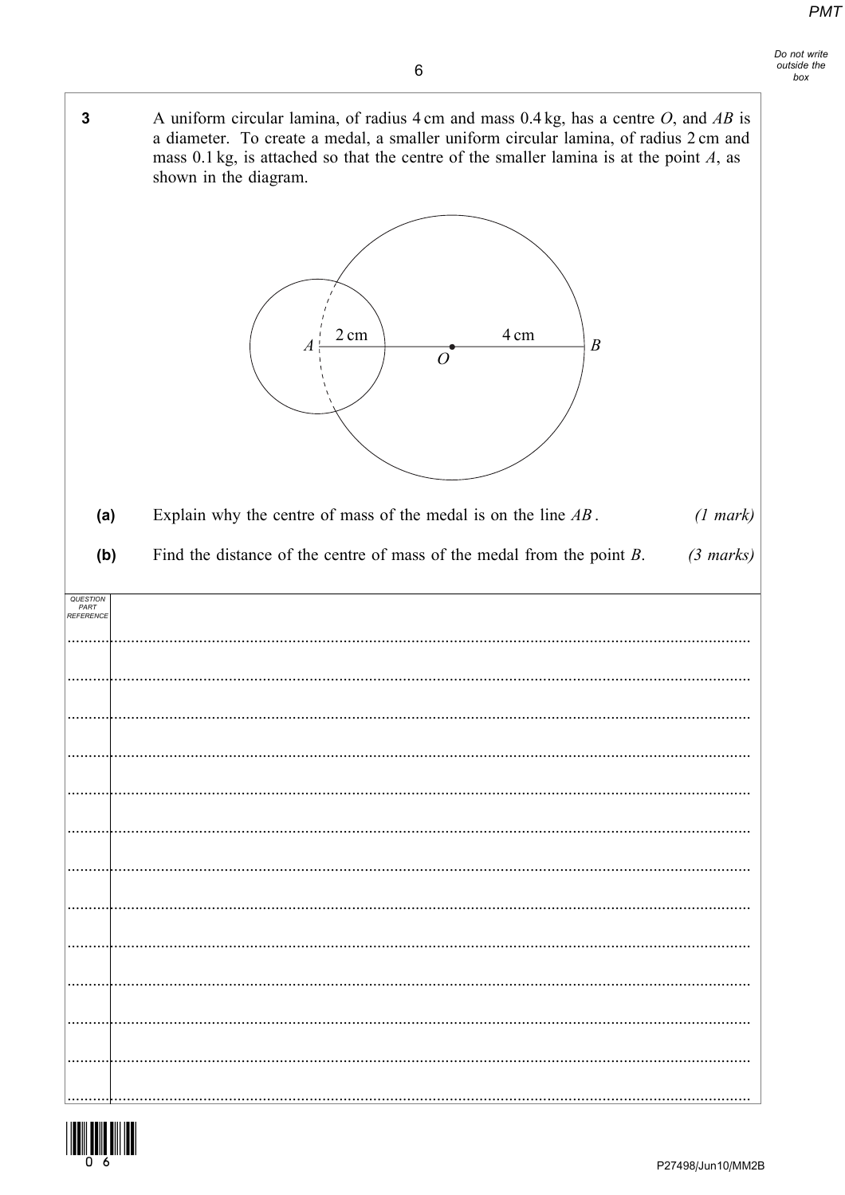**3** A uniform circular lamina, of radius 4 cm and mass 0.4 kg, has a centre $O$, and $AB$ is a diameter. To create a medal, a smaller uniform circular lamina, of radius 2 cm and mass 0.1 kg, is attached so that the centre of the smaller lamina is at the point $A$, as shown in the diagram.

**(a)** Explain why the centre of mass of the medal is on the line $AB$. *(1 mark)*

**(b)** Find the distance of the centre of mass of the medal from the point $B$. *(3 marks)*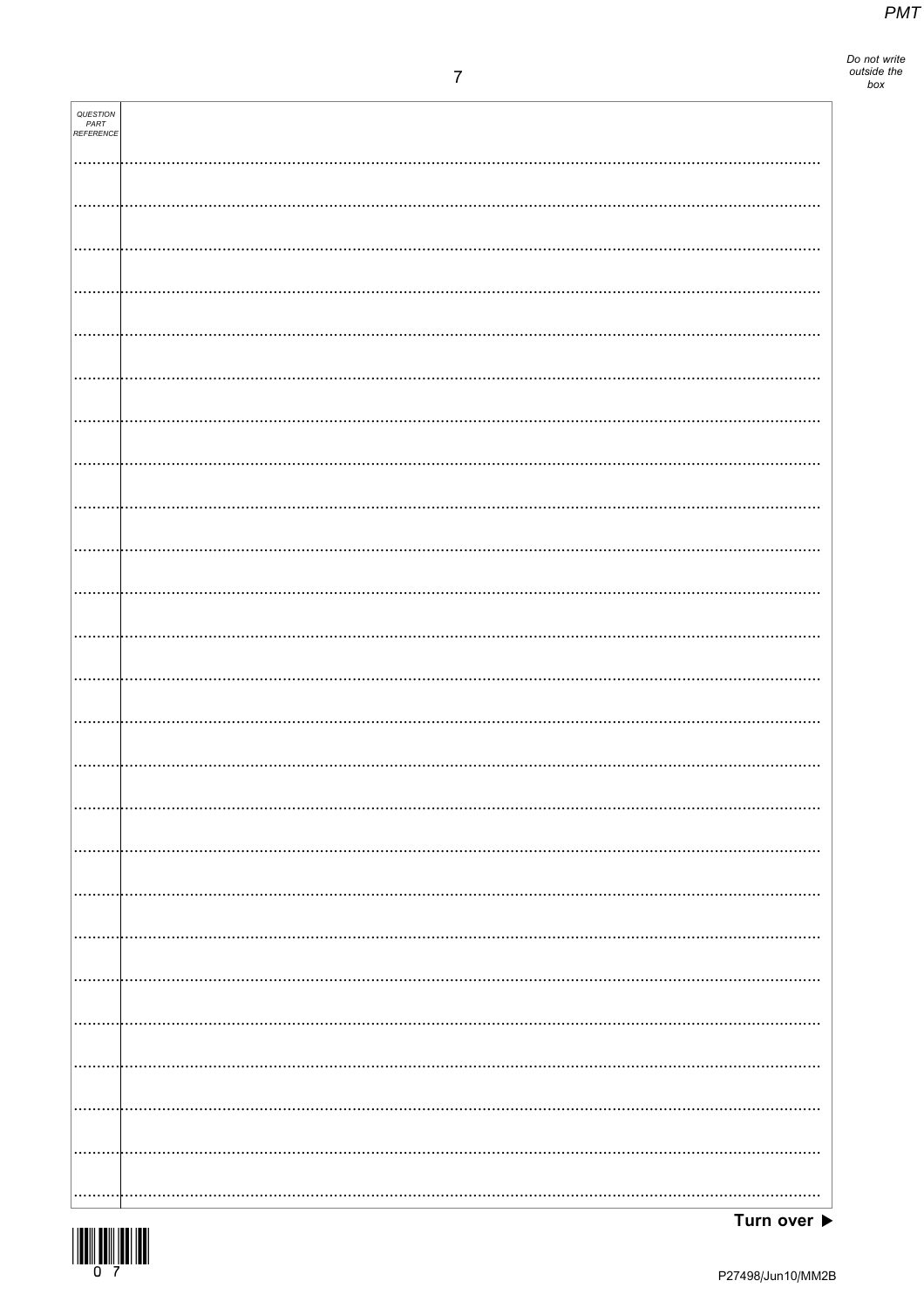QUESTION PART REFERENCE

Turn over ▶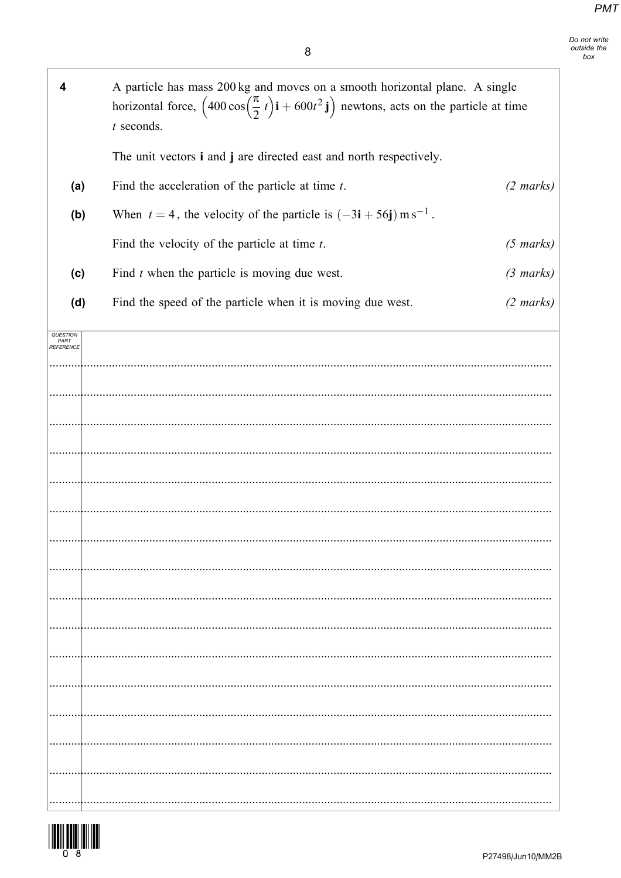**4** A particle has mass 200 kg and moves on a smooth horizontal plane. A single horizontal force, $\left(400\cos\left(\frac{\pi}{2}t\right)\mathbf{i} + 600t^2\mathbf{j}\right)$ newtons, acts on the particle at time $t$ seconds.

The unit vectors $\mathbf{i}$ and $\mathbf{j}$ are directed east and north respectively.

**(a)** Find the acceleration of the particle at time $t$. *(2 marks)*

**(b)** When $t = 4$, the velocity of the particle is $(-3\mathbf{i} + 56\mathbf{j})\,\text{m s}^{-1}$.

Find the velocity of the particle at time $t$. *(5 marks)*

**(c)** Find $t$ when the particle is moving due west. *(3 marks)*

**(d)** Find the speed of the particle when it is moving due west. *(2 marks)*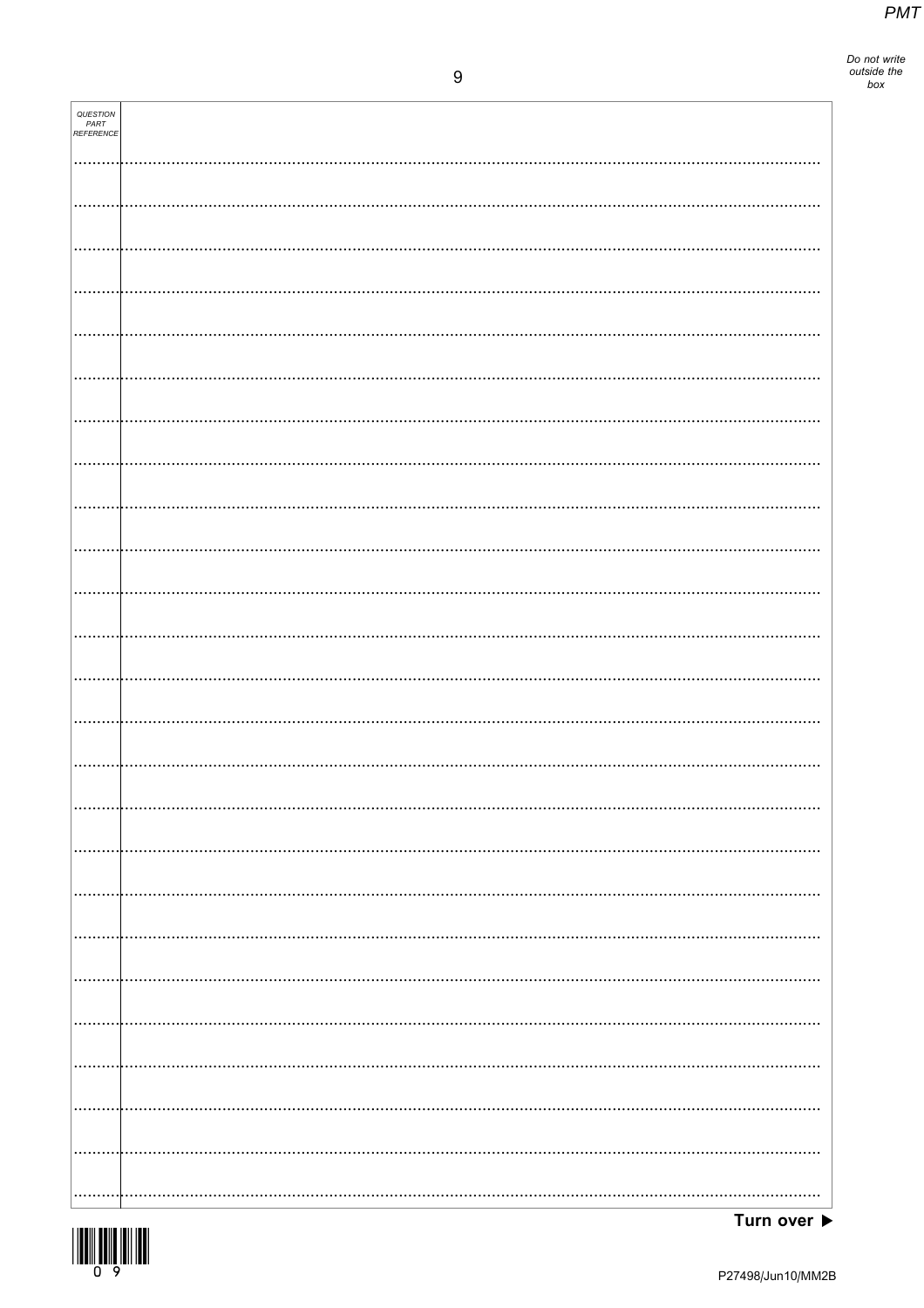Do not write outside the box

| QUESTION PART REFERENCE | |
|---|---|

Turn over ▶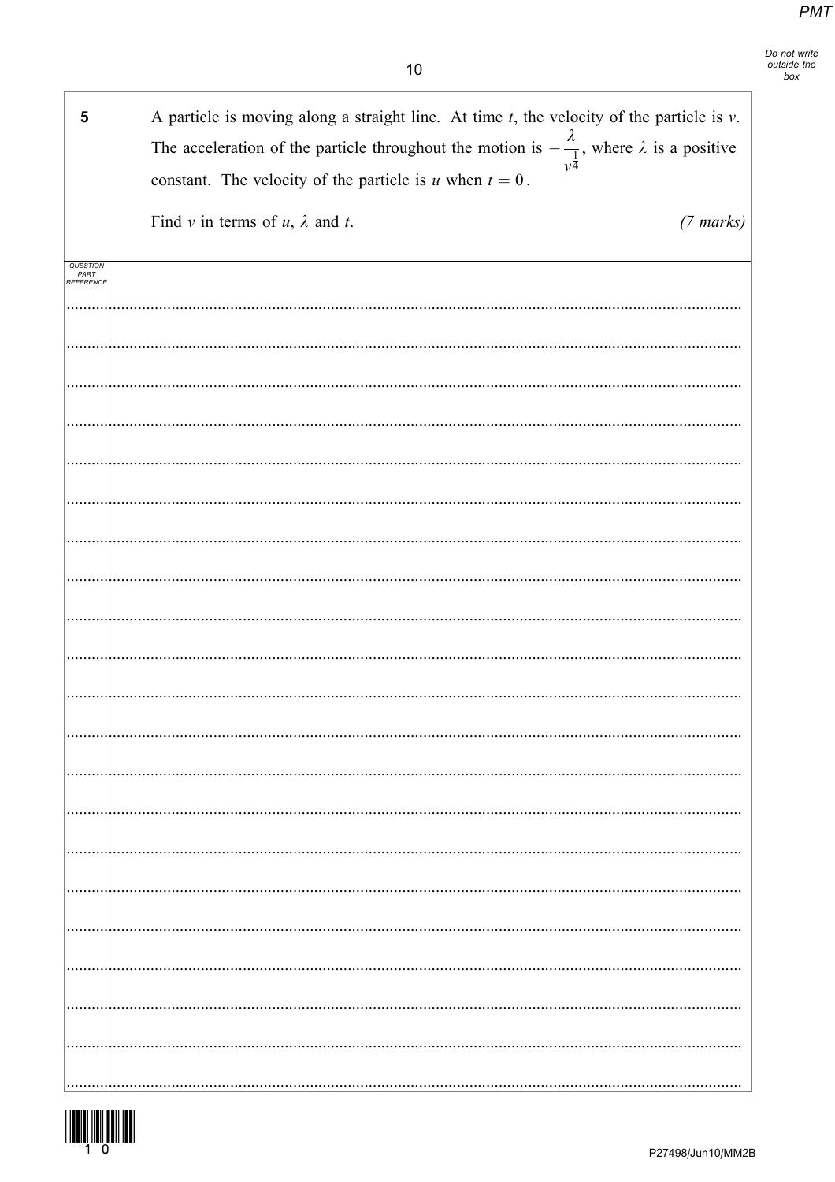**5** A particle is moving along a straight line. At time $t$, the velocity of the particle is $v$. The acceleration of the particle throughout the motion is $-\dfrac{\lambda}{v^{\frac{1}{4}}}$, where $\lambda$ is a positive constant. The velocity of the particle is $u$ when $t = 0$.

Find $v$ in terms of $u$, $\lambda$ and $t$. *(7 marks)*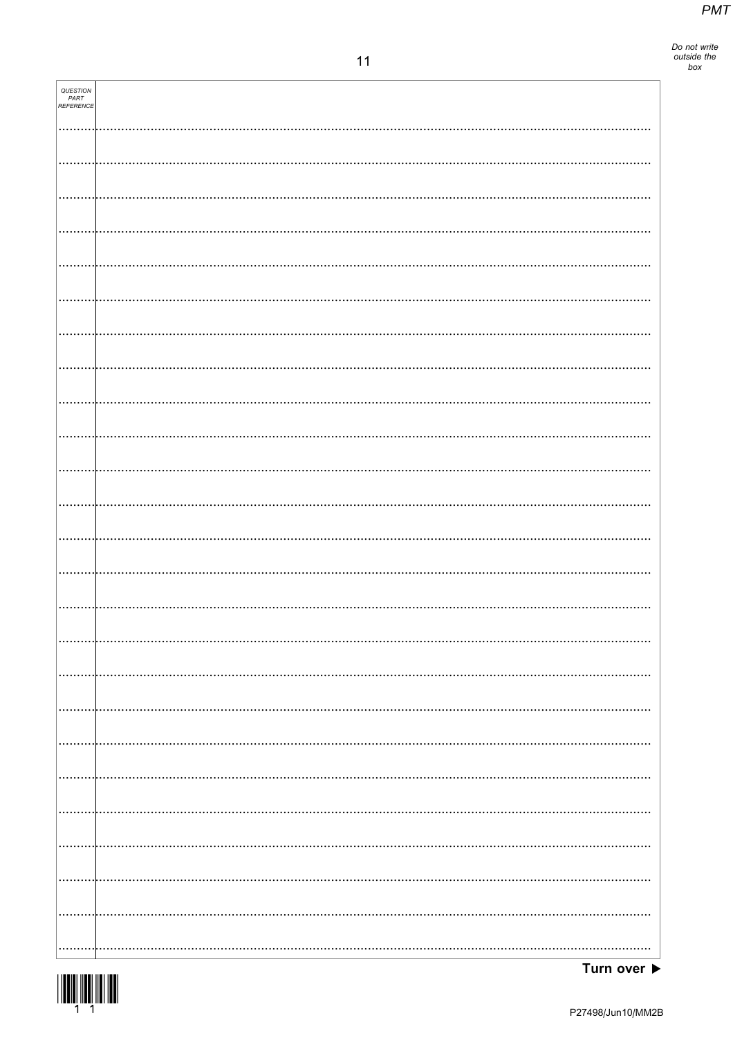QUESTION PART REFERENCE

Turn over ▶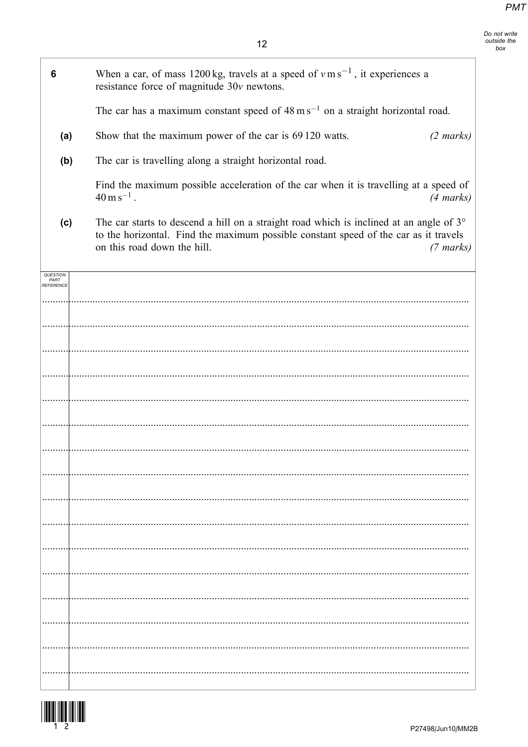**6** When a car, of mass 1200 kg, travels at a speed of $v \text{ m s}^{-1}$, it experiences a resistance force of magnitude $30v$ newtons.

The car has a maximum constant speed of $48 \text{ m s}^{-1}$ on a straight horizontal road.

**(a)** Show that the maximum power of the car is 69 120 watts. *(2 marks)*

**(b)** The car is travelling along a straight horizontal road.

Find the maximum possible acceleration of the car when it is travelling at a speed of $40 \text{ m s}^{-1}$. *(4 marks)*

**(c)** The car starts to descend a hill on a straight road which is inclined at an angle of $3°$ to the horizontal. Find the maximum possible constant speed of the car as it travels on this road down the hill. *(7 marks)*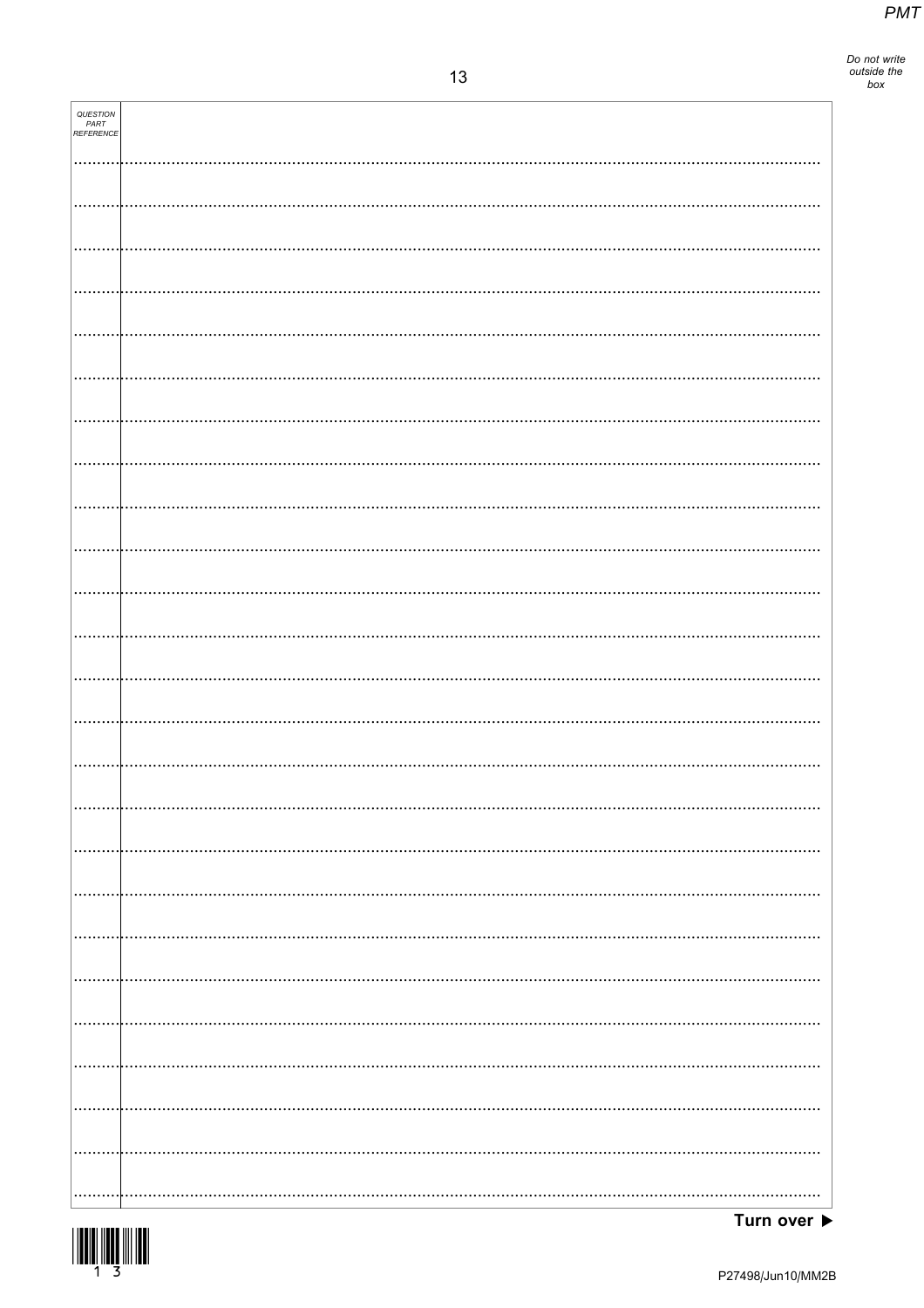| QUESTION PART REFERENCE | |
|---|---|
| | |

Turn over ▶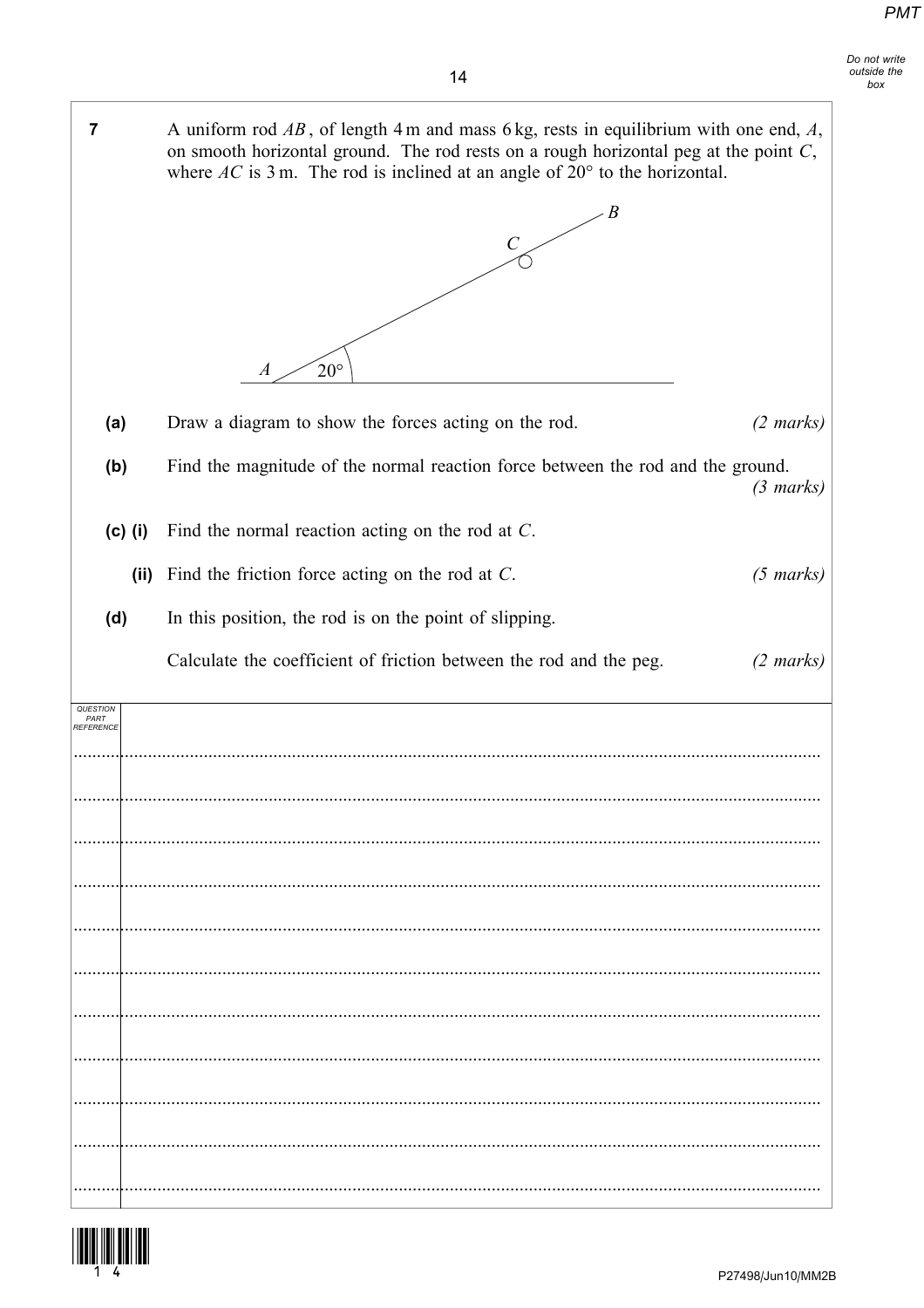**7** A uniform rod $AB$, of length 4 m and mass 6 kg, rests in equilibrium with one end, $A$, on smooth horizontal ground. The rod rests on a rough horizontal peg at the point $C$, where $AC$ is 3 m. The rod is inclined at an angle of 20° to the horizontal.

**(a)** Draw a diagram to show the forces acting on the rod. *(2 marks)*

**(b)** Find the magnitude of the normal reaction force between the rod and the ground. *(3 marks)*

**(c) (i)** Find the normal reaction acting on the rod at $C$.

**(ii)** Find the friction force acting on the rod at $C$. *(5 marks)*

**(d)** In this position, the rod is on the point of slipping.

Calculate the coefficient of friction between the rod and the peg. *(2 marks)*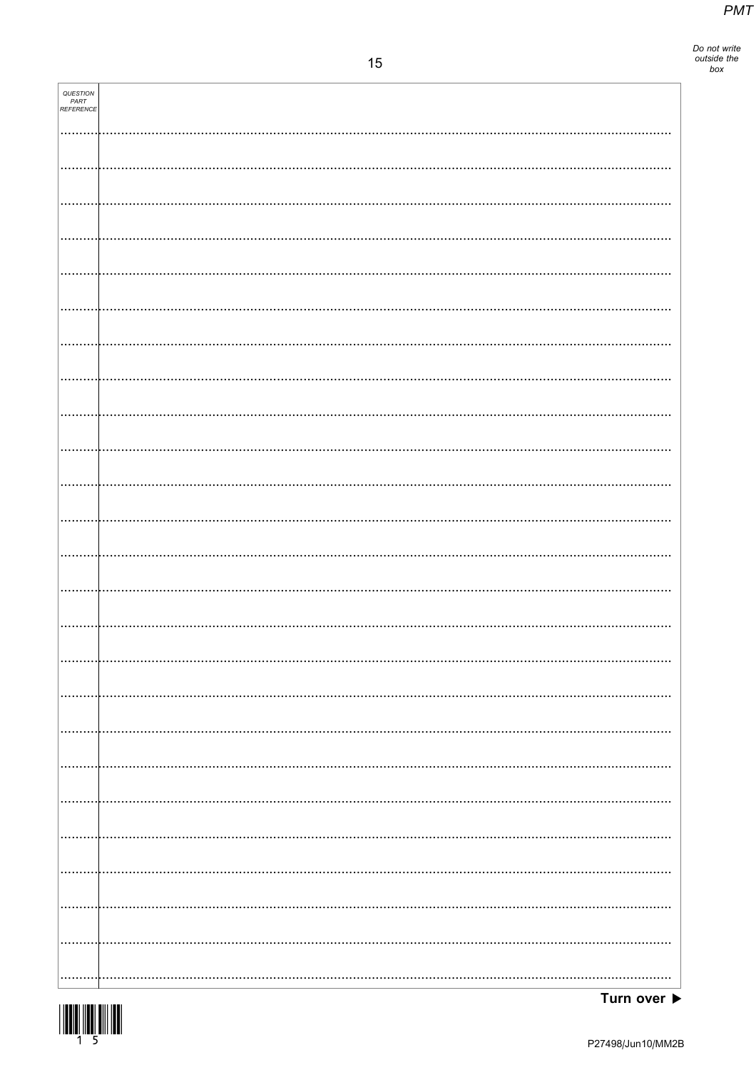| QUESTION PART REFERENCE | |
|---|---|
| | |

Turn over ▶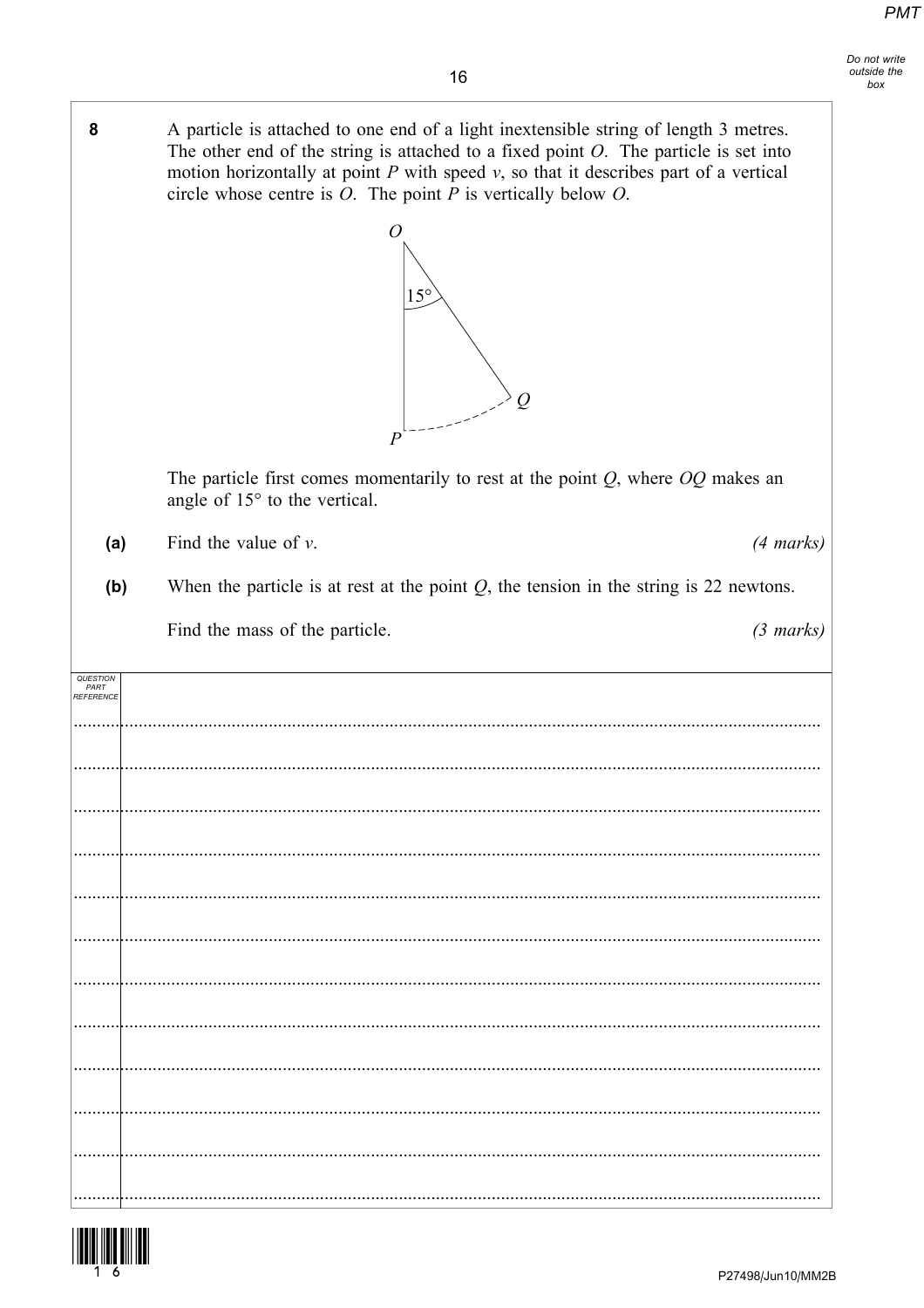**8** A particle is attached to one end of a light inextensible string of length 3 metres. The other end of the string is attached to a fixed point $O$. The particle is set into motion horizontally at point $P$ with speed $v$, so that it describes part of a vertical circle whose centre is $O$. The point $P$ is vertically below $O$.

The particle first comes momentarily to rest at the point $Q$, where $OQ$ makes an angle of 15° to the vertical.

**(a)** Find the value of $v$. *(4 marks)*

**(b)** When the particle is at rest at the point $Q$, the tension in the string is 22 newtons.

Find the mass of the particle. *(3 marks)*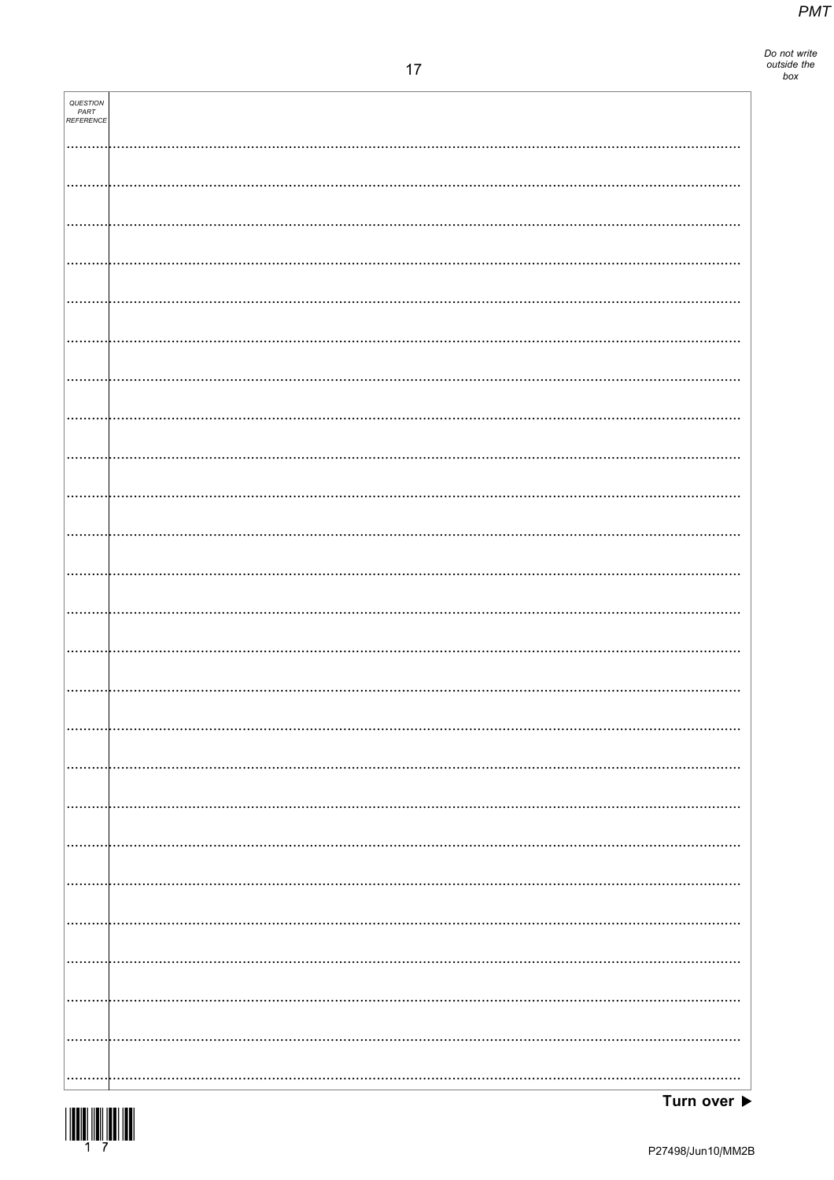QUESTION PART REFERENCE

Turn over ▶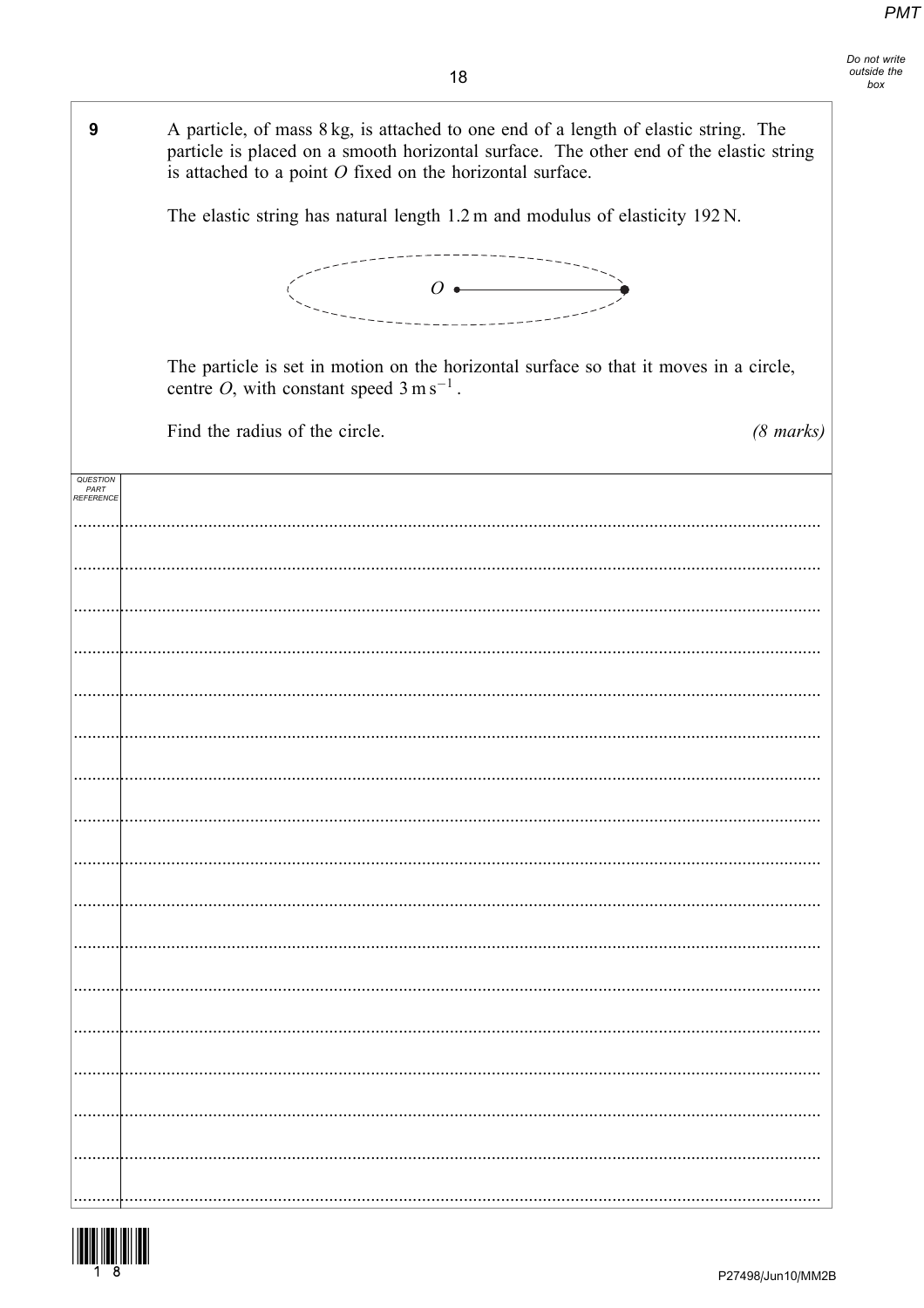**9** A particle, of mass 8 kg, is attached to one end of a length of elastic string. The particle is placed on a smooth horizontal surface. The other end of the elastic string is attached to a point $O$ fixed on the horizontal surface.

The elastic string has natural length 1.2 m and modulus of elasticity 192 N.

The particle is set in motion on the horizontal surface so that it moves in a circle, centre $O$, with constant speed $3\text{ m s}^{-1}$.

Find the radius of the circle. *(8 marks)*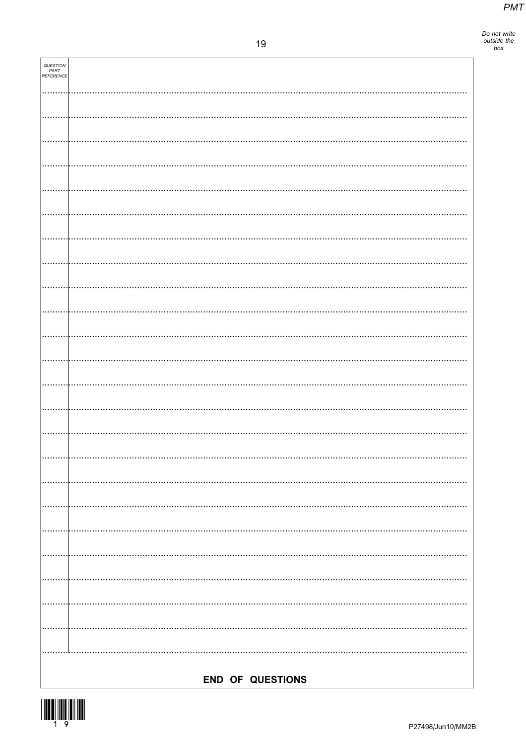QUESTION PART REFERENCE

**END OF QUESTIONS**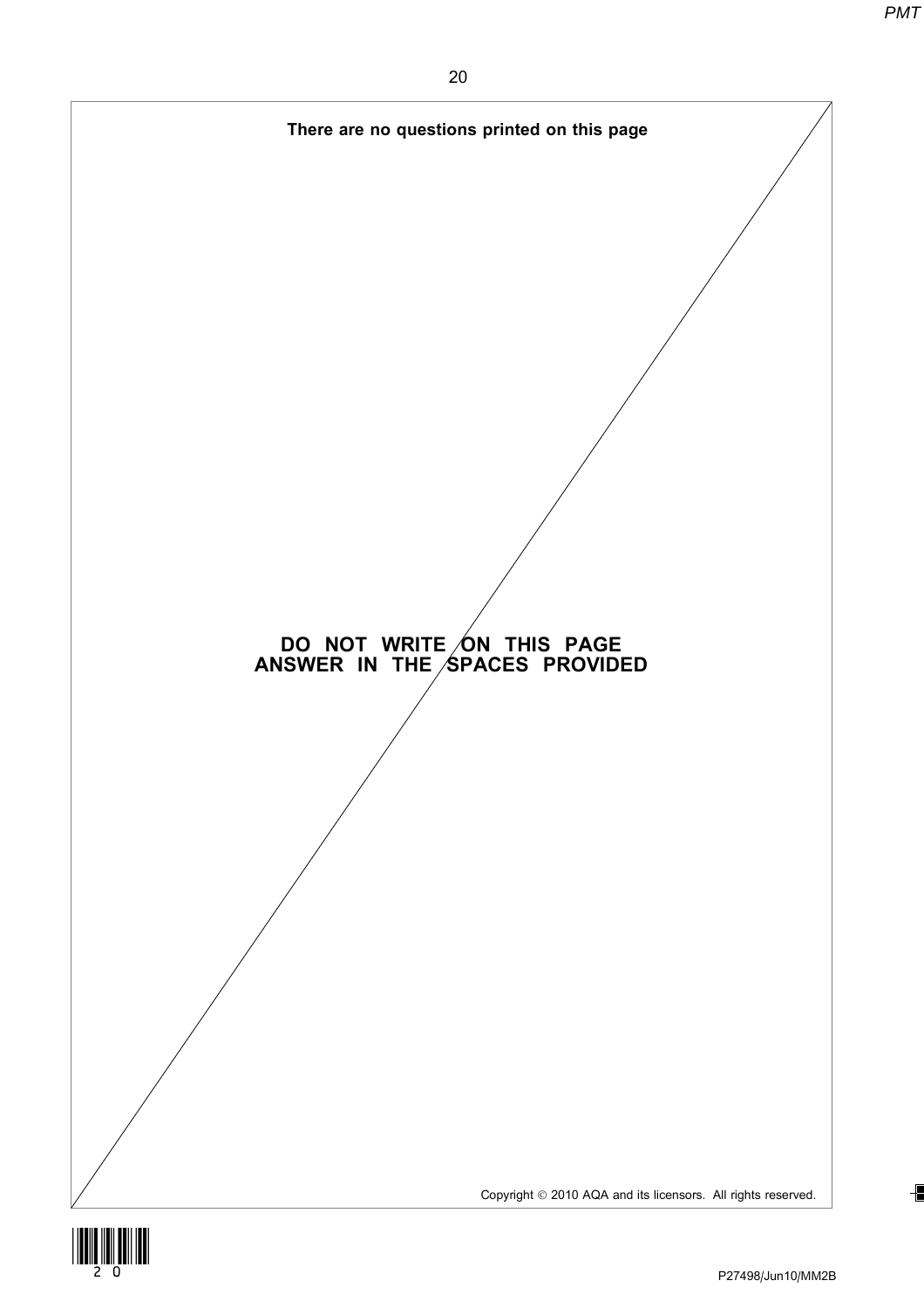**There are no questions printed on this page**

**DO NOT WRITE ON THIS PAGE**
**ANSWER IN THE SPACES PROVIDED**

Copyright © 2010 AQA and its licensors. All rights reserved.